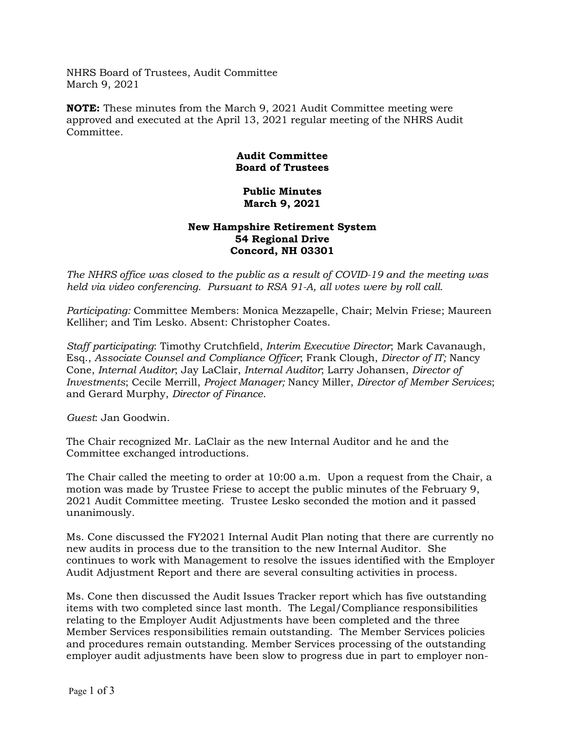NHRS Board of Trustees, Audit Committee
March 9, 2021

**NOTE:** These minutes from the March 9, 2021 Audit Committee meeting were approved and executed at the April 13, 2021 regular meeting of the NHRS Audit Committee.

**Audit Committee**
**Board of Trustees**

**Public Minutes**
**March 9, 2021**

**New Hampshire Retirement System**
**54 Regional Drive**
**Concord, NH 03301**

*The NHRS office was closed to the public as a result of COVID-19 and the meeting was held via video conferencing. Pursuant to RSA 91-A, all votes were by roll call.*

*Participating:* Committee Members: Monica Mezzapelle, Chair; Melvin Friese; Maureen Kelliher; and Tim Lesko. Absent: Christopher Coates.

*Staff participating*: Timothy Crutchfield, *Interim Executive Director*; Mark Cavanaugh, Esq., *Associate Counsel and Compliance Officer*; Frank Clough, *Director of IT;* Nancy Cone, *Internal Auditor*; Jay LaClair, *Internal Auditor*; Larry Johansen, *Director of Investments*; Cecile Merrill, *Project Manager;* Nancy Miller, *Director of Member Services*; and Gerard Murphy, *Director of Finance*.

*Guest*: Jan Goodwin.

The Chair recognized Mr. LaClair as the new Internal Auditor and he and the Committee exchanged introductions.

The Chair called the meeting to order at 10:00 a.m. Upon a request from the Chair, a motion was made by Trustee Friese to accept the public minutes of the February 9, 2021 Audit Committee meeting. Trustee Lesko seconded the motion and it passed unanimously.

Ms. Cone discussed the FY2021 Internal Audit Plan noting that there are currently no new audits in process due to the transition to the new Internal Auditor. She continues to work with Management to resolve the issues identified with the Employer Audit Adjustment Report and there are several consulting activities in process.

Ms. Cone then discussed the Audit Issues Tracker report which has five outstanding items with two completed since last month. The Legal/Compliance responsibilities relating to the Employer Audit Adjustments have been completed and the three Member Services responsibilities remain outstanding. The Member Services policies and procedures remain outstanding. Member Services processing of the outstanding employer audit adjustments have been slow to progress due in part to employer non-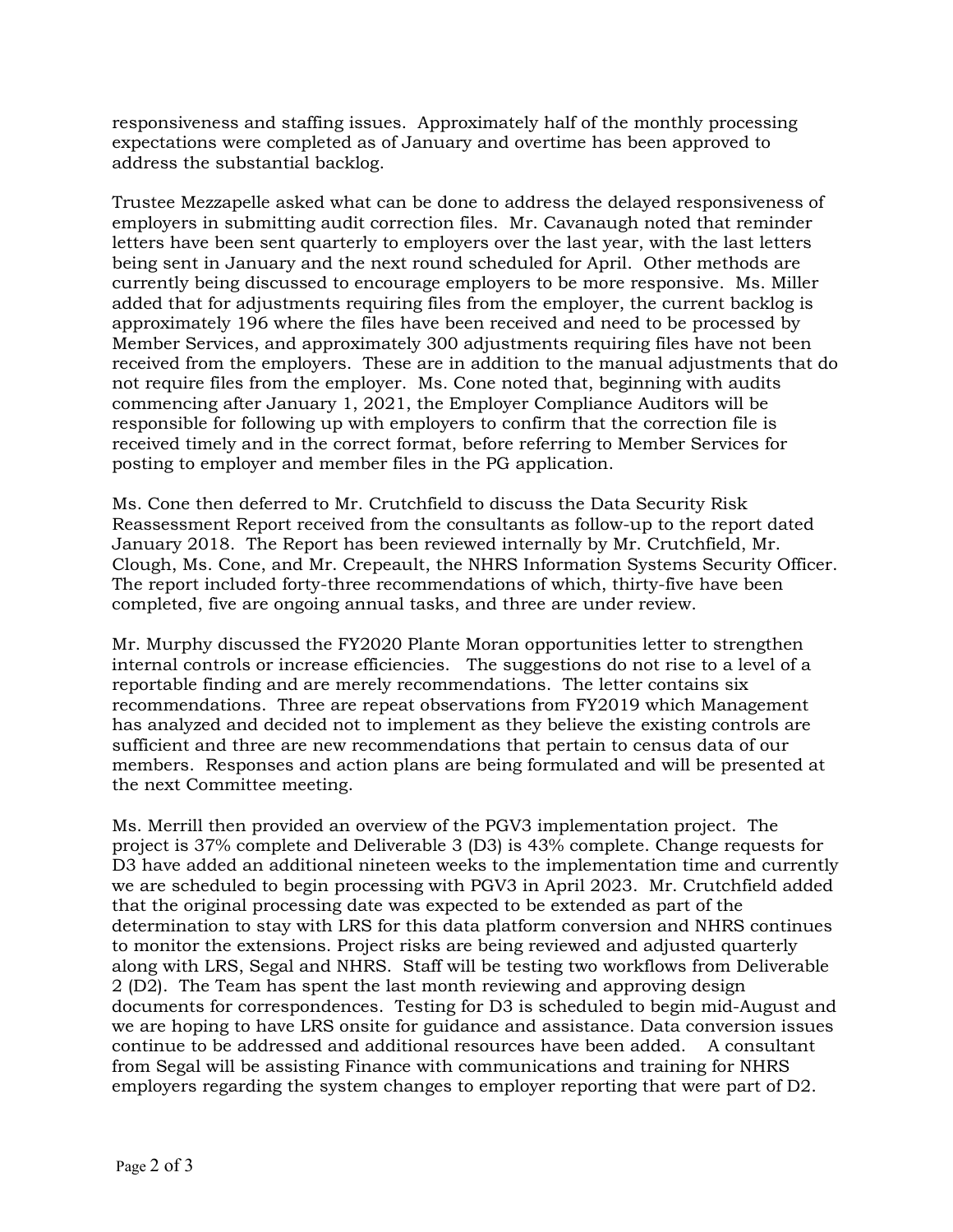responsiveness and staffing issues. Approximately half of the monthly processing expectations were completed as of January and overtime has been approved to address the substantial backlog.

Trustee Mezzapelle asked what can be done to address the delayed responsiveness of employers in submitting audit correction files. Mr. Cavanaugh noted that reminder letters have been sent quarterly to employers over the last year, with the last letters being sent in January and the next round scheduled for April. Other methods are currently being discussed to encourage employers to be more responsive. Ms. Miller added that for adjustments requiring files from the employer, the current backlog is approximately 196 where the files have been received and need to be processed by Member Services, and approximately 300 adjustments requiring files have not been received from the employers. These are in addition to the manual adjustments that do not require files from the employer. Ms. Cone noted that, beginning with audits commencing after January 1, 2021, the Employer Compliance Auditors will be responsible for following up with employers to confirm that the correction file is received timely and in the correct format, before referring to Member Services for posting to employer and member files in the PG application.

Ms. Cone then deferred to Mr. Crutchfield to discuss the Data Security Risk Reassessment Report received from the consultants as follow-up to the report dated January 2018. The Report has been reviewed internally by Mr. Crutchfield, Mr. Clough, Ms. Cone, and Mr. Crepeault, the NHRS Information Systems Security Officer. The report included forty-three recommendations of which, thirty-five have been completed, five are ongoing annual tasks, and three are under review.

Mr. Murphy discussed the FY2020 Plante Moran opportunities letter to strengthen internal controls or increase efficiencies. The suggestions do not rise to a level of a reportable finding and are merely recommendations. The letter contains six recommendations. Three are repeat observations from FY2019 which Management has analyzed and decided not to implement as they believe the existing controls are sufficient and three are new recommendations that pertain to census data of our members. Responses and action plans are being formulated and will be presented at the next Committee meeting.

Ms. Merrill then provided an overview of the PGV3 implementation project. The project is 37% complete and Deliverable 3 (D3) is 43% complete. Change requests for D3 have added an additional nineteen weeks to the implementation time and currently we are scheduled to begin processing with PGV3 in April 2023. Mr. Crutchfield added that the original processing date was expected to be extended as part of the determination to stay with LRS for this data platform conversion and NHRS continues to monitor the extensions. Project risks are being reviewed and adjusted quarterly along with LRS, Segal and NHRS. Staff will be testing two workflows from Deliverable 2 (D2). The Team has spent the last month reviewing and approving design documents for correspondences. Testing for D3 is scheduled to begin mid-August and we are hoping to have LRS onsite for guidance and assistance. Data conversion issues continue to be addressed and additional resources have been added. A consultant from Segal will be assisting Finance with communications and training for NHRS employers regarding the system changes to employer reporting that were part of D2.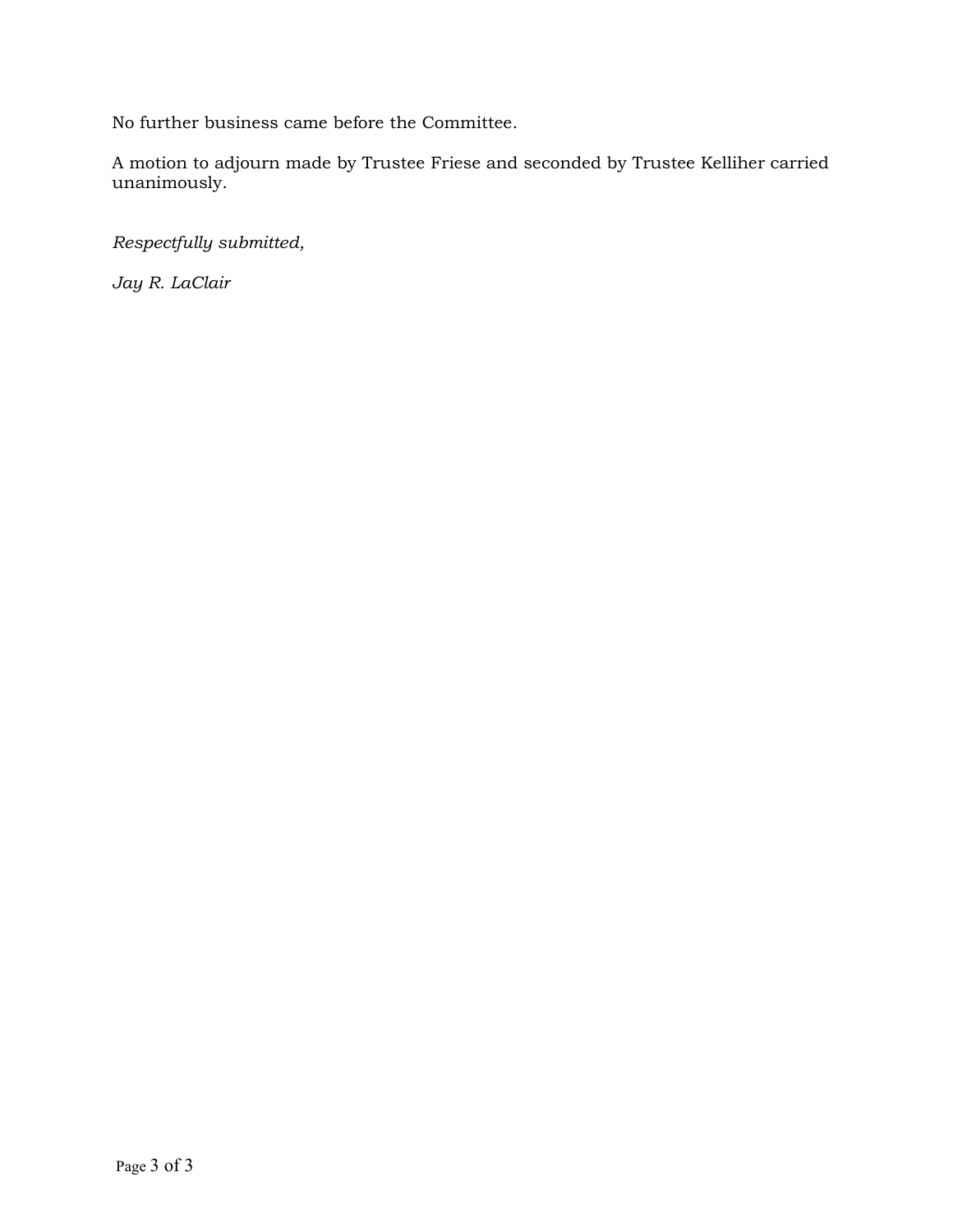No further business came before the Committee.

A motion to adjourn made by Trustee Friese and seconded by Trustee Kelliher carried unanimously.

*Respectfully submitted,*

*Jay R. LaClair*